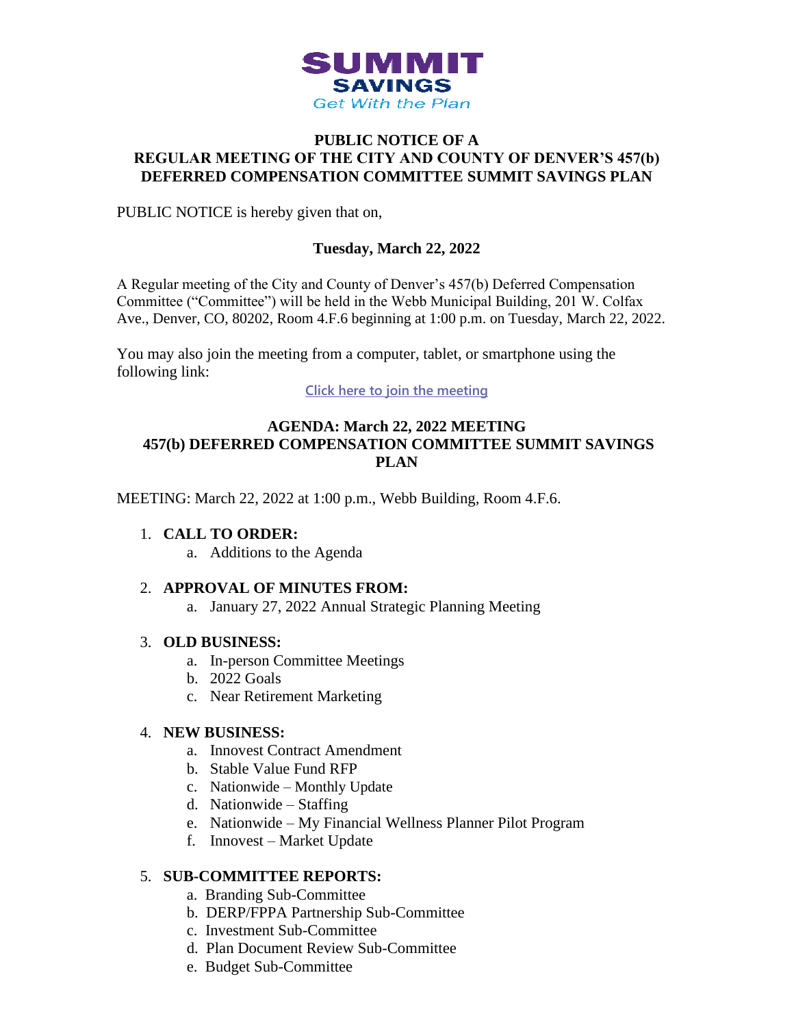**SUMMIT**
**SAVINGS**
*Get With the Plan*

# PUBLIC NOTICE OF A REGULAR MEETING OF THE CITY AND COUNTY OF DENVER'S 457(b) DEFERRED COMPENSATION COMMITTEE SUMMIT SAVINGS PLAN

PUBLIC NOTICE is hereby given that on,

**Tuesday, March 22, 2022**

A Regular meeting of the City and County of Denver's 457(b) Deferred Compensation Committee ("Committee") will be held in the Webb Municipal Building, 201 W. Colfax Ave., Denver, CO, 80202, Room 4.F.6 beginning at 1:00 p.m. on Tuesday, March 22, 2022.

You may also join the meeting from a computer, tablet, or smartphone using the following link:

Click here to join the meeting

## AGENDA: March 22, 2022 MEETING 457(b) DEFERRED COMPENSATION COMMITTEE SUMMIT SAVINGS PLAN

MEETING: March 22, 2022 at 1:00 p.m., Webb Building, Room 4.F.6.

1. **CALL TO ORDER:**
   a. Additions to the Agenda

2. **APPROVAL OF MINUTES FROM:**
   a. January 27, 2022 Annual Strategic Planning Meeting

3. **OLD BUSINESS:**
   a. In-person Committee Meetings
   b. 2022 Goals
   c. Near Retirement Marketing

4. **NEW BUSINESS:**
   a. Innovest Contract Amendment
   b. Stable Value Fund RFP
   c. Nationwide – Monthly Update
   d. Nationwide – Staffing
   e. Nationwide – My Financial Wellness Planner Pilot Program
   f. Innovest – Market Update

5. **SUB-COMMITTEE REPORTS:**
   a. Branding Sub-Committee
   b. DERP/FPPA Partnership Sub-Committee
   c. Investment Sub-Committee
   d. Plan Document Review Sub-Committee
   e. Budget Sub-Committee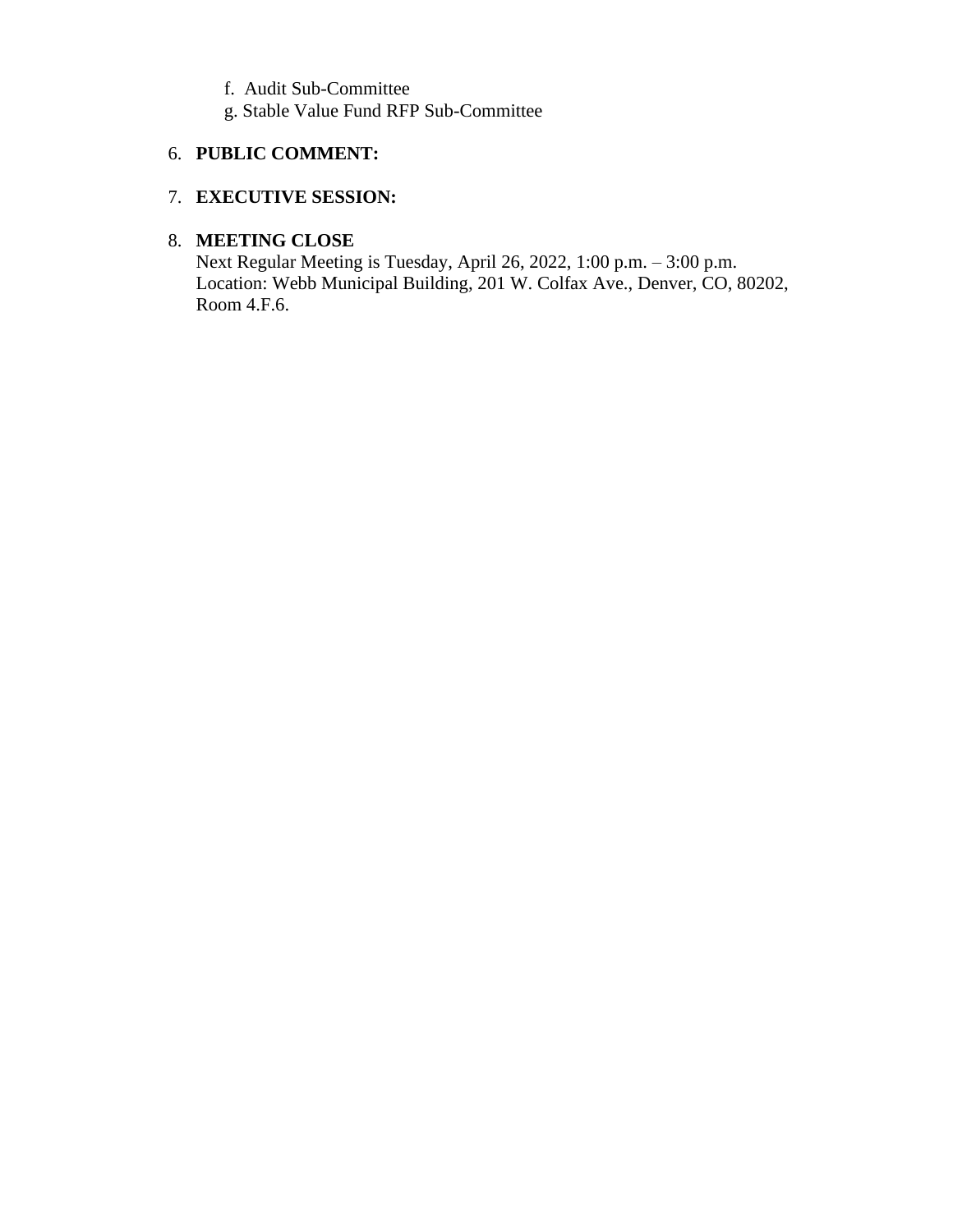f. Audit Sub-Committee

g. Stable Value Fund RFP Sub-Committee

6. **PUBLIC COMMENT:**

7. **EXECUTIVE SESSION:**

8. **MEETING CLOSE**
   Next Regular Meeting is Tuesday, April 26, 2022, 1:00 p.m. – 3:00 p.m.
   Location: Webb Municipal Building, 201 W. Colfax Ave., Denver, CO, 80202, Room 4.F.6.